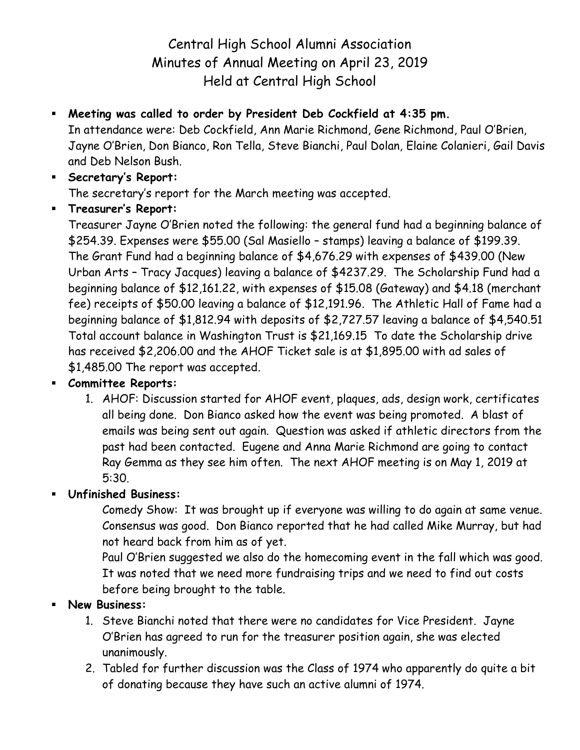# Central High School Alumni Association
## Minutes of Annual Meeting on April 23, 2019
## Held at Central High School

- **Meeting was called to order by President Deb Cockfield at 4:35 pm.**
  In attendance were: Deb Cockfield, Ann Marie Richmond, Gene Richmond, Paul O'Brien, Jayne O'Brien, Don Bianco, Ron Tella, Steve Bianchi, Paul Dolan, Elaine Colanieri, Gail Davis and Deb Nelson Bush.
- **Secretary's Report:**
  The secretary's report for the March meeting was accepted.
- **Treasurer's Report:**
  Treasurer Jayne O'Brien noted the following: the general fund had a beginning balance of $254.39. Expenses were $55.00 (Sal Masiello – stamps) leaving a balance of $199.39. The Grant Fund had a beginning balance of $4,676.29 with expenses of $439.00 (New Urban Arts – Tracy Jacques) leaving a balance of $4237.29. The Scholarship Fund had a beginning balance of $12,161.22, with expenses of $15.08 (Gateway) and $4.18 (merchant fee) receipts of $50.00 leaving a balance of $12,191.96. The Athletic Hall of Fame had a beginning balance of $1,812.94 with deposits of $2,727.57 leaving a balance of $4,540.51 Total account balance in Washington Trust is $21,169.15 To date the Scholarship drive has received $2,206.00 and the AHOF Ticket sale is at $1,895.00 with ad sales of $1,485.00 The report was accepted.
- **Committee Reports:**
  1. AHOF: Discussion started for AHOF event, plaques, ads, design work, certificates all being done. Don Bianco asked how the event was being promoted. A blast of emails was being sent out again. Question was asked if athletic directors from the past had been contacted. Eugene and Anna Marie Richmond are going to contact Ray Gemma as they see him often. The next AHOF meeting is on May 1, 2019 at 5:30.
- **Unfinished Business:**

  Comedy Show: It was brought up if everyone was willing to do again at same venue. Consensus was good. Don Bianco reported that he had called Mike Murray, but had not heard back from him as of yet.

  Paul O'Brien suggested we also do the homecoming event in the fall which was good. It was noted that we need more fundraising trips and we need to find out costs before being brought to the table.
- **New Business:**
  1. Steve Bianchi noted that there were no candidates for Vice President. Jayne O'Brien has agreed to run for the treasurer position again, she was elected unanimously.
  2. Tabled for further discussion was the Class of 1974 who apparently do quite a bit of donating because they have such an active alumni of 1974.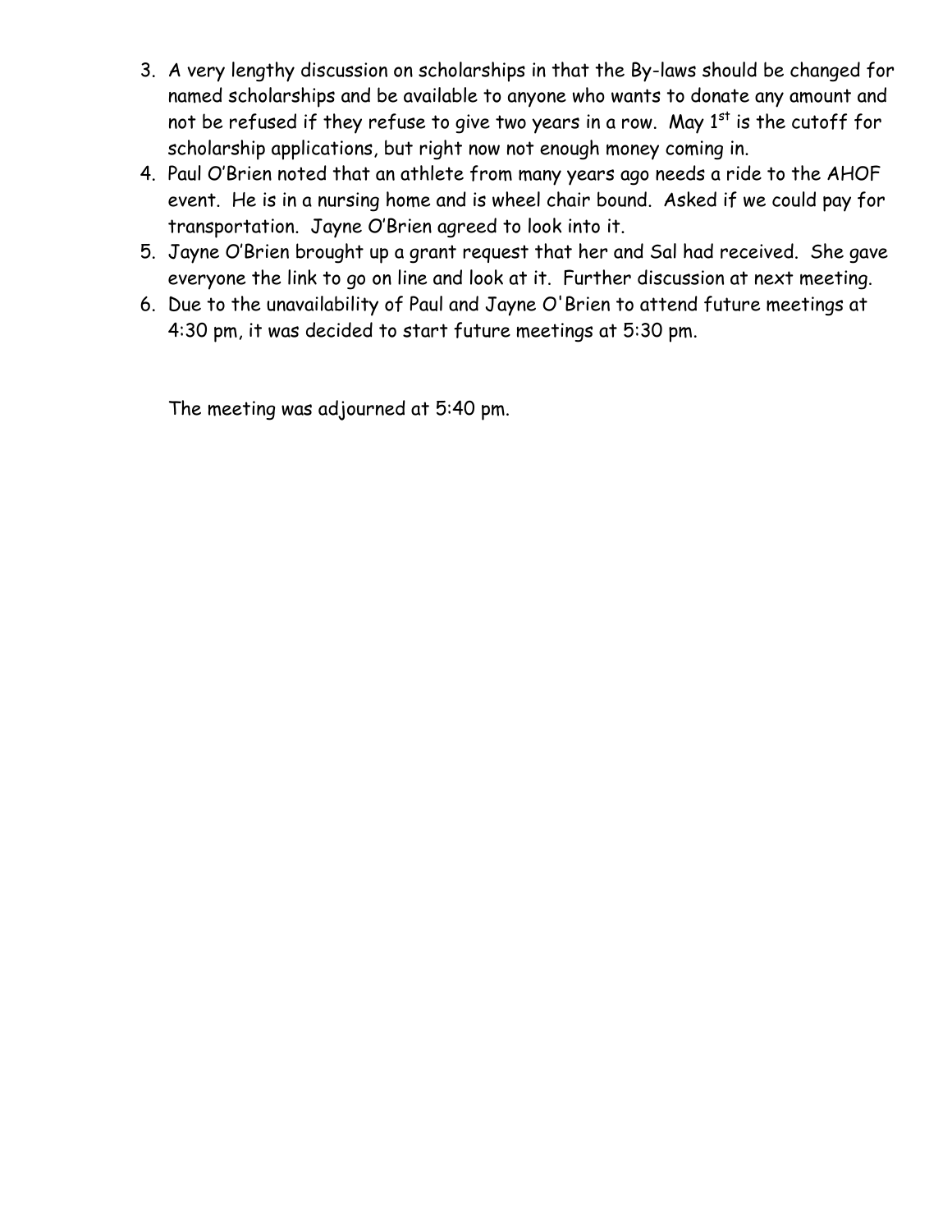3. A very lengthy discussion on scholarships in that the By-laws should be changed for named scholarships and be available to anyone who wants to donate any amount and not be refused if they refuse to give two years in a row. May 1st is the cutoff for scholarship applications, but right now not enough money coming in.
4. Paul O'Brien noted that an athlete from many years ago needs a ride to the AHOF event. He is in a nursing home and is wheel chair bound. Asked if we could pay for transportation. Jayne O'Brien agreed to look into it.
5. Jayne O'Brien brought up a grant request that her and Sal had received. She gave everyone the link to go on line and look at it. Further discussion at next meeting.
6. Due to the unavailability of Paul and Jayne O'Brien to attend future meetings at 4:30 pm, it was decided to start future meetings at 5:30 pm.

The meeting was adjourned at 5:40 pm.